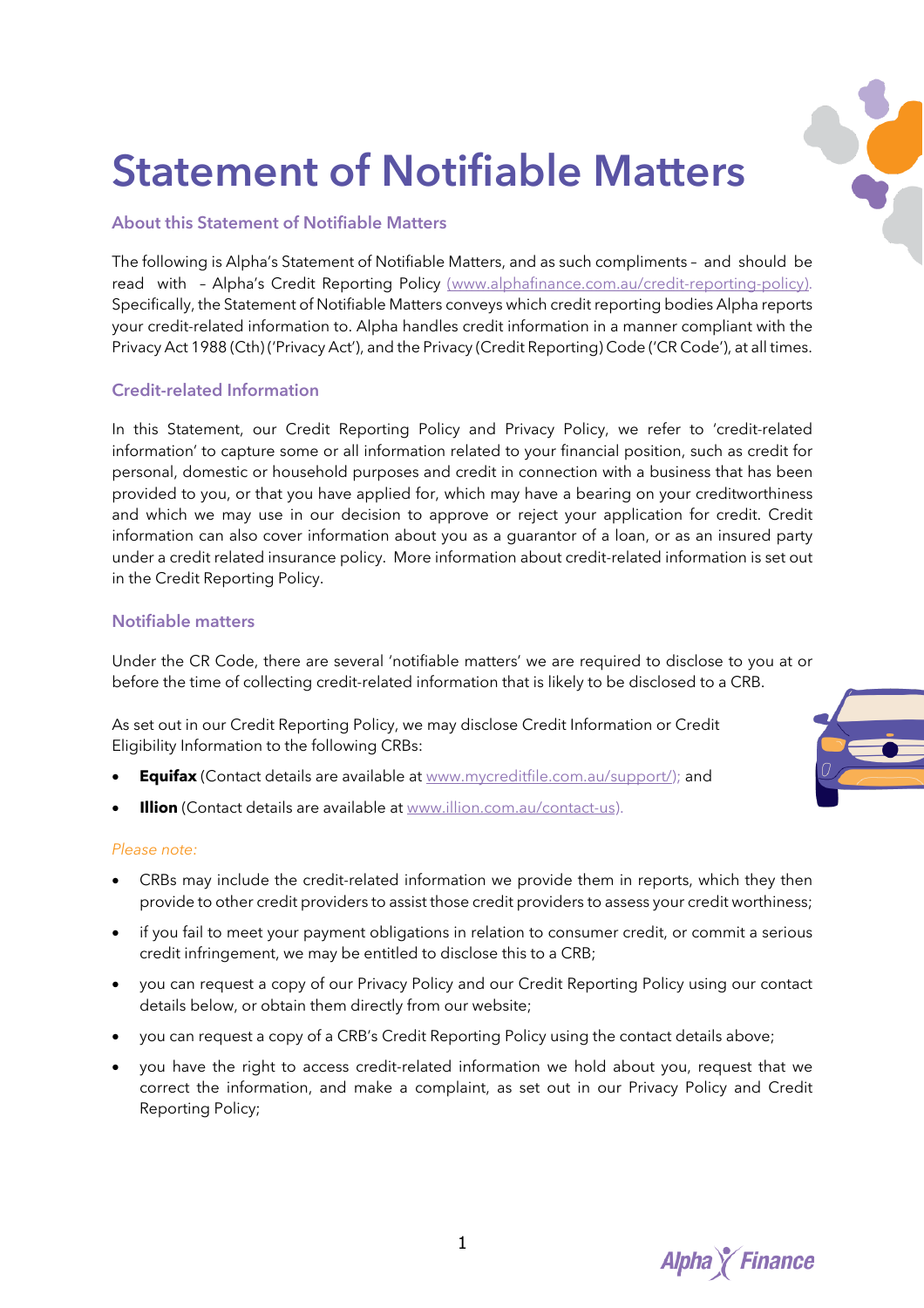# Statement of Notifiable Matters

### About this Statement of Notifiable Matters

The following is Alpha's Statement of Notifiable Matters, and as such compliments – and should be read with – Alpha's Credit Reporting Policy (www.alphafinance.com.au/credit-reporting-policy). Specifically, the Statement of Notifiable Matters conveys which credit reporting bodies Alpha reports your credit-related information to. Alpha handles credit information in a manner compliant with the Privacy Act 1988 (Cth) ('Privacy Act'), and the Privacy (Credit Reporting) Code ('CR Code'), at all times.

### Credit-related Information

In this Statement, our Credit Reporting Policy and Privacy Policy, we refer to 'credit-related information' to capture some or all information related to your financial position, such as credit for personal, domestic or household purposes and credit in connection with a business that has been provided to you, or that you have applied for, which may have a bearing on your creditworthiness and which we may use in our decision to approve or reject your application for credit. Credit information can also cover information about you as a guarantor of a loan, or as an insured party under a credit related insurance policy. More information about credit-related information is set out in the Credit Reporting Policy.

### Notifiable matters

Under the CR Code, there are several 'notifiable matters' we are required to disclose to you at or before the time of collecting credit-related information that is likely to be disclosed to a CRB.

As set out in our Credit Reporting Policy, we may disclose Credit Information or Credit Eligibility Information to the following CRBs:

- **Equifax** (Contact details are available at www.mycreditfile.com.au/support/); and
- **Illion** (Contact details are available at www.illion.com.au/contact-us).

*Please note:*

- CRBs may include the credit-related information we provide them in reports, which they then provide to other credit providers to assist those credit providers to assess your credit worthiness;
- if you fail to meet your payment obligations in relation to consumer credit, or commit a serious credit infringement, we may be entitled to disclose this to a CRB;
- you can request a copy of our Privacy Policy and our Credit Reporting Policy using our contact details below, or obtain them directly from our website;
- you can request a copy of a CRB's Credit Reporting Policy using the contact details above;
- you have the right to access credit-related information we hold about you, request that we correct the information, and make a complaint, as set out in our Privacy Policy and Credit Reporting Policy;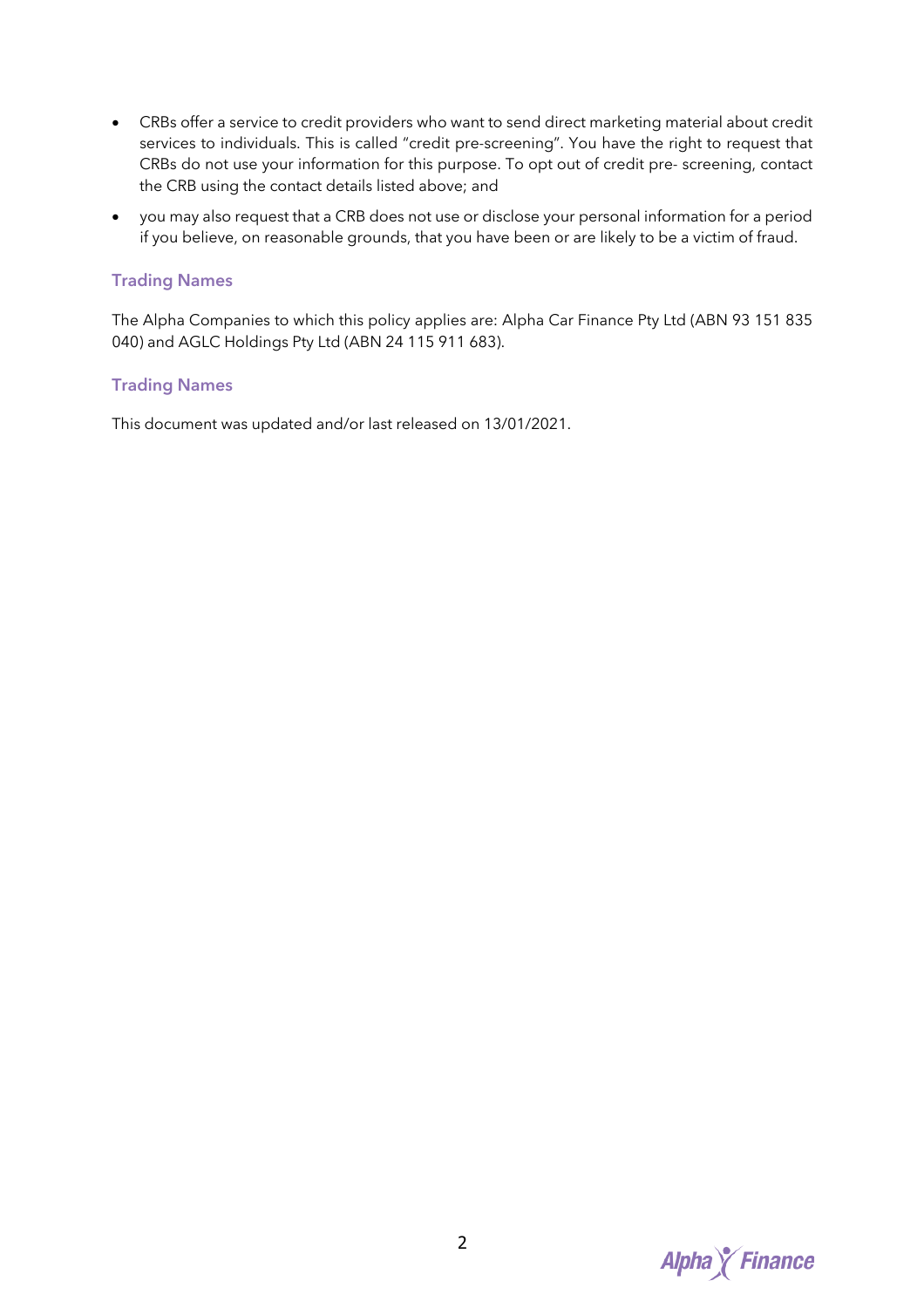- CRBs offer a service to credit providers who want to send direct marketing material about credit services to individuals. This is called "credit pre-screening". You have the right to request that CRBs do not use your information for this purpose. To opt out of credit pre- screening, contact the CRB using the contact details listed above; and
- you may also request that a CRB does not use or disclose your personal information for a period if you believe, on reasonable grounds, that you have been or are likely to be a victim of fraud.

## Trading Names

The Alpha Companies to which this policy applies are: Alpha Car Finance Pty Ltd (ABN 93 151 835 040) and AGLC Holdings Pty Ltd (ABN 24 115 911 683).

## Trading Names

This document was updated and/or last released on 13/01/2021.